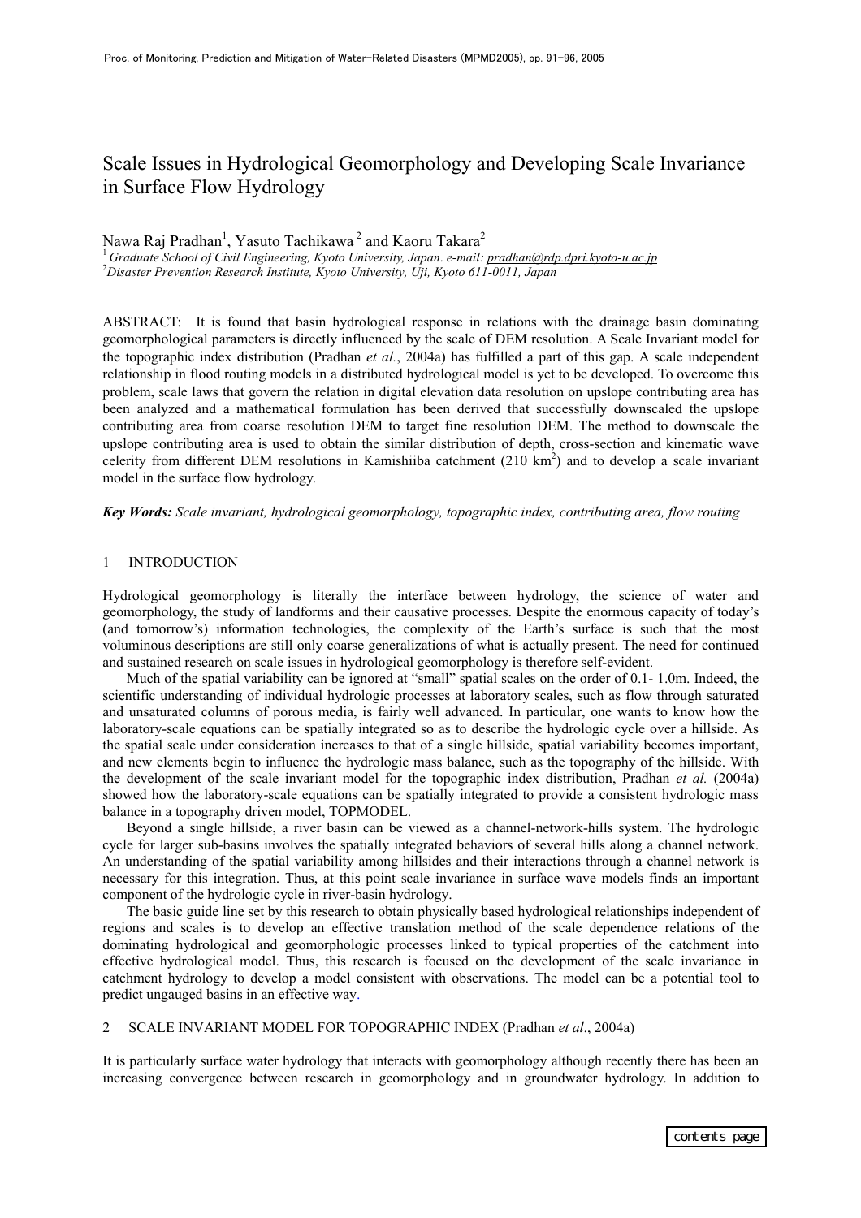# Scale Issues in Hydrological Geomorphology and Developing Scale Invariance in Surface Flow Hydrology

Nawa Raj Pradhan[1], Yasuto Tachikawa[2] and Kaoru Takara[2]

[1] *Graduate School of Civil Engineering, Kyoto University, Japan. e-mail: pradhan@rdp.dpri.kyoto-u.ac.jp*
[2] *Disaster Prevention Research Institute, Kyoto University, Uji, Kyoto 611-0011, Japan*

ABSTRACT: It is found that basin hydrological response in relations with the drainage basin dominating geomorphological parameters is directly influenced by the scale of DEM resolution. A Scale Invariant model for the topographic index distribution (Pradhan *et al.*, 2004a) has fulfilled a part of this gap. A scale independent relationship in flood routing models in a distributed hydrological model is yet to be developed. To overcome this problem, scale laws that govern the relation in digital elevation data resolution on upslope contributing area has been analyzed and a mathematical formulation has been derived that successfully downscaled the upslope contributing area from coarse resolution DEM to target fine resolution DEM. The method to downscale the upslope contributing area is used to obtain the similar distribution of depth, cross-section and kinematic wave celerity from different DEM resolutions in Kamishiiba catchment (210 km$^2$) and to develop a scale invariant model in the surface flow hydrology.

***Key Words:*** *Scale invariant, hydrological geomorphology, topographic index, contributing area, flow routing*

## 1 INTRODUCTION

Hydrological geomorphology is literally the interface between hydrology, the science of water and geomorphology, the study of landforms and their causative processes. Despite the enormous capacity of today's (and tomorrow's) information technologies, the complexity of the Earth's surface is such that the most voluminous descriptions are still only coarse generalizations of what is actually present. The need for continued and sustained research on scale issues in hydrological geomorphology is therefore self-evident.

Much of the spatial variability can be ignored at "small" spatial scales on the order of 0.1- 1.0m. Indeed, the scientific understanding of individual hydrologic processes at laboratory scales, such as flow through saturated and unsaturated columns of porous media, is fairly well advanced. In particular, one wants to know how the laboratory-scale equations can be spatially integrated so as to describe the hydrologic cycle over a hillside. As the spatial scale under consideration increases to that of a single hillside, spatial variability becomes important, and new elements begin to influence the hydrologic mass balance, such as the topography of the hillside. With the development of the scale invariant model for the topographic index distribution, Pradhan *et al.* (2004a) showed how the laboratory-scale equations can be spatially integrated to provide a consistent hydrologic mass balance in a topography driven model, TOPMODEL.

Beyond a single hillside, a river basin can be viewed as a channel-network-hills system. The hydrologic cycle for larger sub-basins involves the spatially integrated behaviors of several hills along a channel network. An understanding of the spatial variability among hillsides and their interactions through a channel network is necessary for this integration. Thus, at this point scale invariance in surface wave models finds an important component of the hydrologic cycle in river-basin hydrology.

The basic guide line set by this research to obtain physically based hydrological relationships independent of regions and scales is to develop an effective translation method of the scale dependence relations of the dominating hydrological and geomorphologic processes linked to typical properties of the catchment into effective hydrological model. Thus, this research is focused on the development of the scale invariance in catchment hydrology to develop a model consistent with observations. The model can be a potential tool to predict ungauged basins in an effective way.

## 2 SCALE INVARIANT MODEL FOR TOPOGRAPHIC INDEX (Pradhan *et al*., 2004a)

It is particularly surface water hydrology that interacts with geomorphology although recently there has been an increasing convergence between research in geomorphology and in groundwater hydrology. In addition to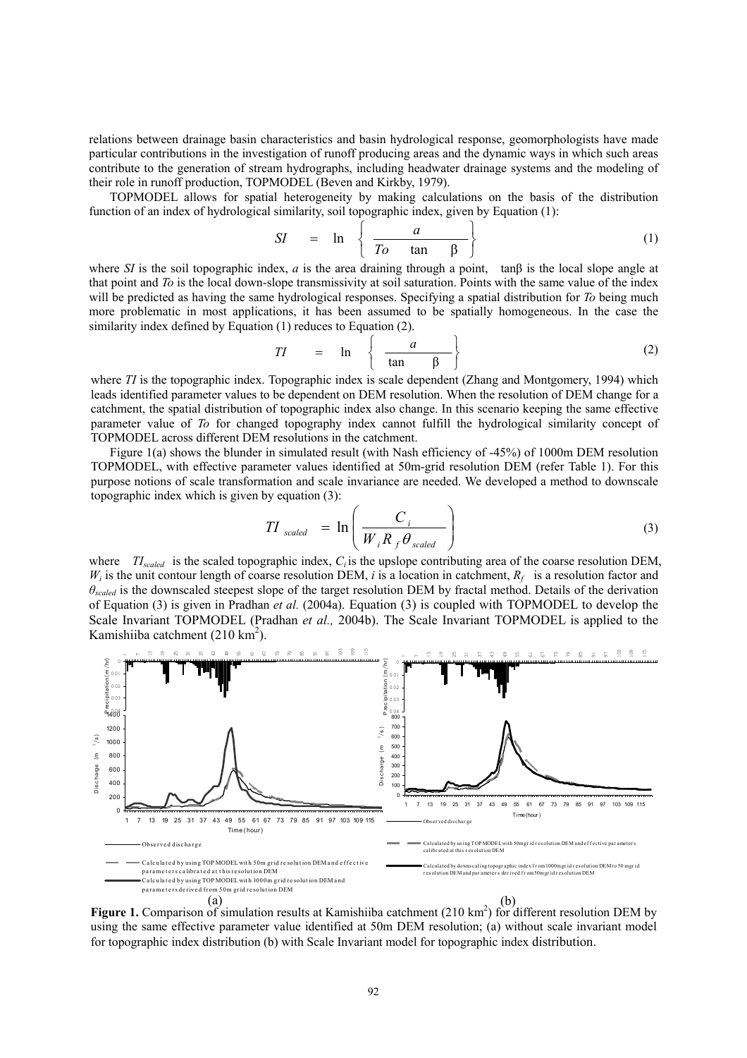relations between drainage basin characteristics and basin hydrological response, geomorphologists have made particular contributions in the investigation of runoff producing areas and the dynamic ways in which such areas contribute to the generation of stream hydrographs, including headwater drainage systems and the modeling of their role in runoff production, TOPMODEL (Beven and Kirkby, 1979).

TOPMODEL allows for spatial heterogeneity by making calculations on the basis of the distribution function of an index of hydrological similarity, soil topographic index, given by Equation (1):

$$SI = \ln \left\{ \frac{a}{To \quad \tan \beta} \right\} \tag{1}$$

where *SI* is the soil topographic index, *a* is the area draining through a point, $\tan\beta$ is the local slope angle at that point and *To* is the local down-slope transmissivity at soil saturation. Points with the same value of the index will be predicted as having the same hydrological responses. Specifying a spatial distribution for *To* being much more problematic in most applications, it has been assumed to be spatially homogeneous. In the case the similarity index defined by Equation (1) reduces to Equation (2).

$$TI = \ln \left\{ \frac{a}{\tan \beta} \right\} \tag{2}$$

where *TI* is the topographic index. Topographic index is scale dependent (Zhang and Montgomery, 1994) which leads identified parameter values to be dependent on DEM resolution. When the resolution of DEM change for a catchment, the spatial distribution of topographic index also change. In this scenario keeping the same effective parameter value of *To* for changed topography index cannot fulfill the hydrological similarity concept of TOPMODEL across different DEM resolutions in the catchment.

Figure 1(a) shows the blunder in simulated result (with Nash efficiency of -45%) of 1000m DEM resolution TOPMODEL, with effective parameter values identified at 50m-grid resolution DEM (refer Table 1). For this purpose notions of scale transformation and scale invariance are needed. We developed a method to downscale topographic index which is given by equation (3):

$$TI_{scaled} = \ln \left( \frac{C_i}{W_i R_f \theta_{scaled}} \right) \tag{3}$$

where $TI_{scaled}$ is the scaled topographic index, $C_i$ is the upslope contributing area of the coarse resolution DEM, $W_i$ is the unit contour length of coarse resolution DEM, *i* is a location in catchment, $R_f$ is a resolution factor and $\theta_{scaled}$ is the downscaled steepest slope of the target resolution DEM by fractal method. Details of the derivation of Equation (3) is given in Pradhan *et al.* (2004a). Equation (3) is coupled with TOPMODEL to develop the Scale Invariant TOPMODEL (Pradhan *et al.,* 2004b). The Scale Invariant TOPMODEL is applied to the Kamishiiba catchment (210 km$^2$).

**Figure 1.** Comparison of simulation results at Kamishiiba catchment (210 km$^2$) for different resolution DEM by using the same effective parameter value identified at 50m DEM resolution; (a) without scale invariant model for topographic index distribution (b) with Scale Invariant model for topographic index distribution.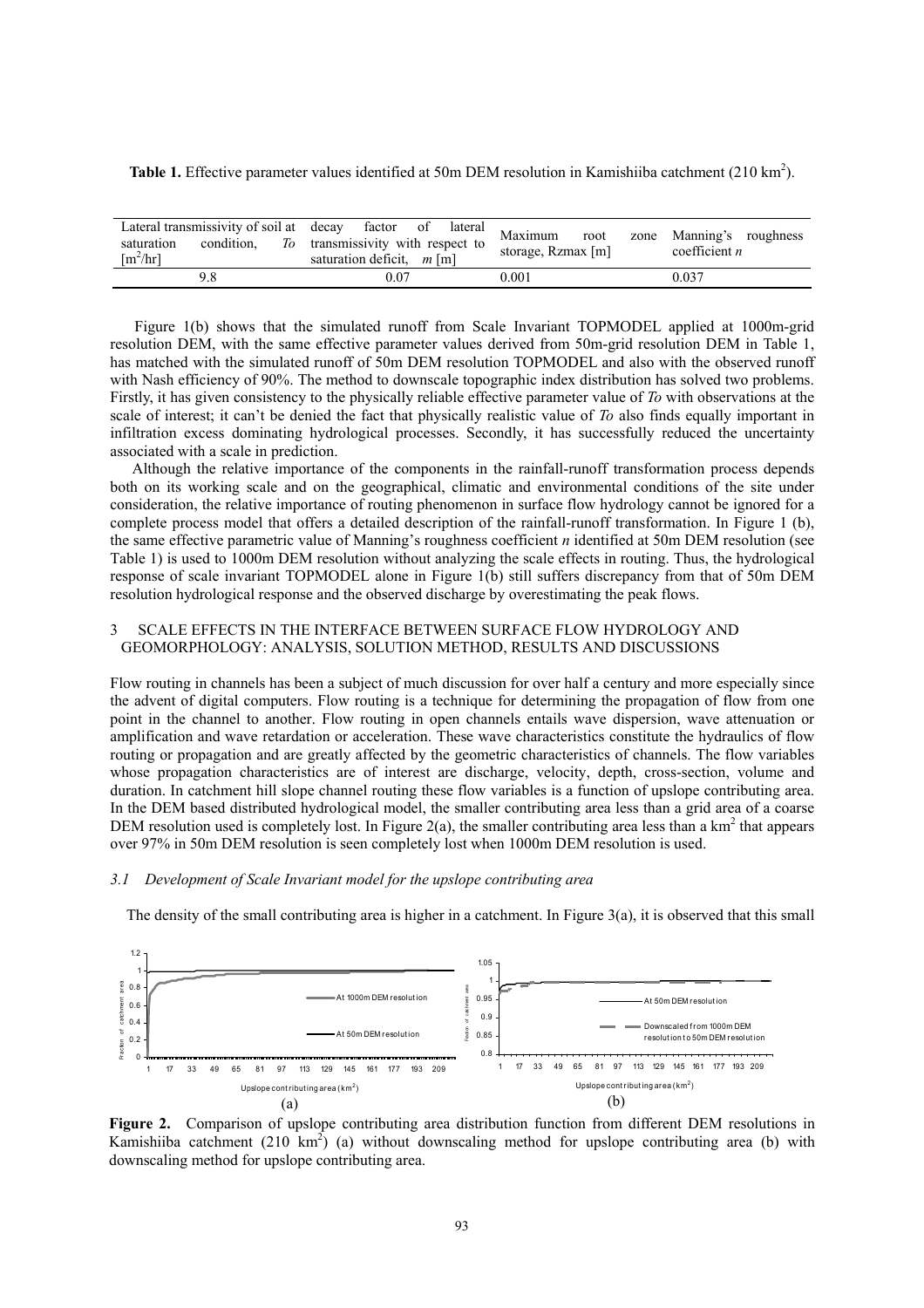**Table 1.** Effective parameter values identified at 50m DEM resolution in Kamishiiba catchment (210 km$^2$).

| Lateral transmissivity of soil at saturation condition, *To* [m$^2$/hr] | decay factor of lateral transmissivity with respect to saturation deficit, *m* [m] | Maximum root zone storage, Rzmax [m] | Manning's roughness coefficient *n* |
|---|---|---|---|
| 9.8 | 0.07 | 0.001 | 0.037 |

Figure 1(b) shows that the simulated runoff from Scale Invariant TOPMODEL applied at 1000m-grid resolution DEM, with the same effective parameter values derived from 50m-grid resolution DEM in Table 1, has matched with the simulated runoff of 50m DEM resolution TOPMODEL and also with the observed runoff with Nash efficiency of 90%. The method to downscale topographic index distribution has solved two problems. Firstly, it has given consistency to the physically reliable effective parameter value of *To* with observations at the scale of interest; it can't be denied the fact that physically realistic value of *To* also finds equally important in infiltration excess dominating hydrological processes. Secondly, it has successfully reduced the uncertainty associated with a scale in prediction.

Although the relative importance of the components in the rainfall-runoff transformation process depends both on its working scale and on the geographical, climatic and environmental conditions of the site under consideration, the relative importance of routing phenomenon in surface flow hydrology cannot be ignored for a complete process model that offers a detailed description of the rainfall-runoff transformation. In Figure 1 (b), the same effective parametric value of Manning's roughness coefficient *n* identified at 50m DEM resolution (see Table 1) is used to 1000m DEM resolution without analyzing the scale effects in routing. Thus, the hydrological response of scale invariant TOPMODEL alone in Figure 1(b) still suffers discrepancy from that of 50m DEM resolution hydrological response and the observed discharge by overestimating the peak flows.

## 3 SCALE EFFECTS IN THE INTERFACE BETWEEN SURFACE FLOW HYDROLOGY AND GEOMORPHOLOGY: ANALYSIS, SOLUTION METHOD, RESULTS AND DISCUSSIONS

Flow routing in channels has been a subject of much discussion for over half a century and more especially since the advent of digital computers. Flow routing is a technique for determining the propagation of flow from one point in the channel to another. Flow routing in open channels entails wave dispersion, wave attenuation or amplification and wave retardation or acceleration. These wave characteristics constitute the hydraulics of flow routing or propagation and are greatly affected by the geometric characteristics of channels. The flow variables whose propagation characteristics are of interest are discharge, velocity, depth, cross-section, volume and duration. In catchment hill slope channel routing these flow variables is a function of upslope contributing area. In the DEM based distributed hydrological model, the smaller contributing area less than a grid area of a coarse DEM resolution used is completely lost. In Figure 2(a), the smaller contributing area less than a km$^2$ that appears over 97% in 50m DEM resolution is seen completely lost when 1000m DEM resolution is used.

### 3.1 Development of Scale Invariant model for the upslope contributing area

The density of the small contributing area is higher in a catchment. In Figure 3(a), it is observed that this small

**Figure 2.** Comparison of upslope contributing area distribution function from different DEM resolutions in Kamishiiba catchment (210 km$^2$) (a) without downscaling method for upslope contributing area (b) with downscaling method for upslope contributing area.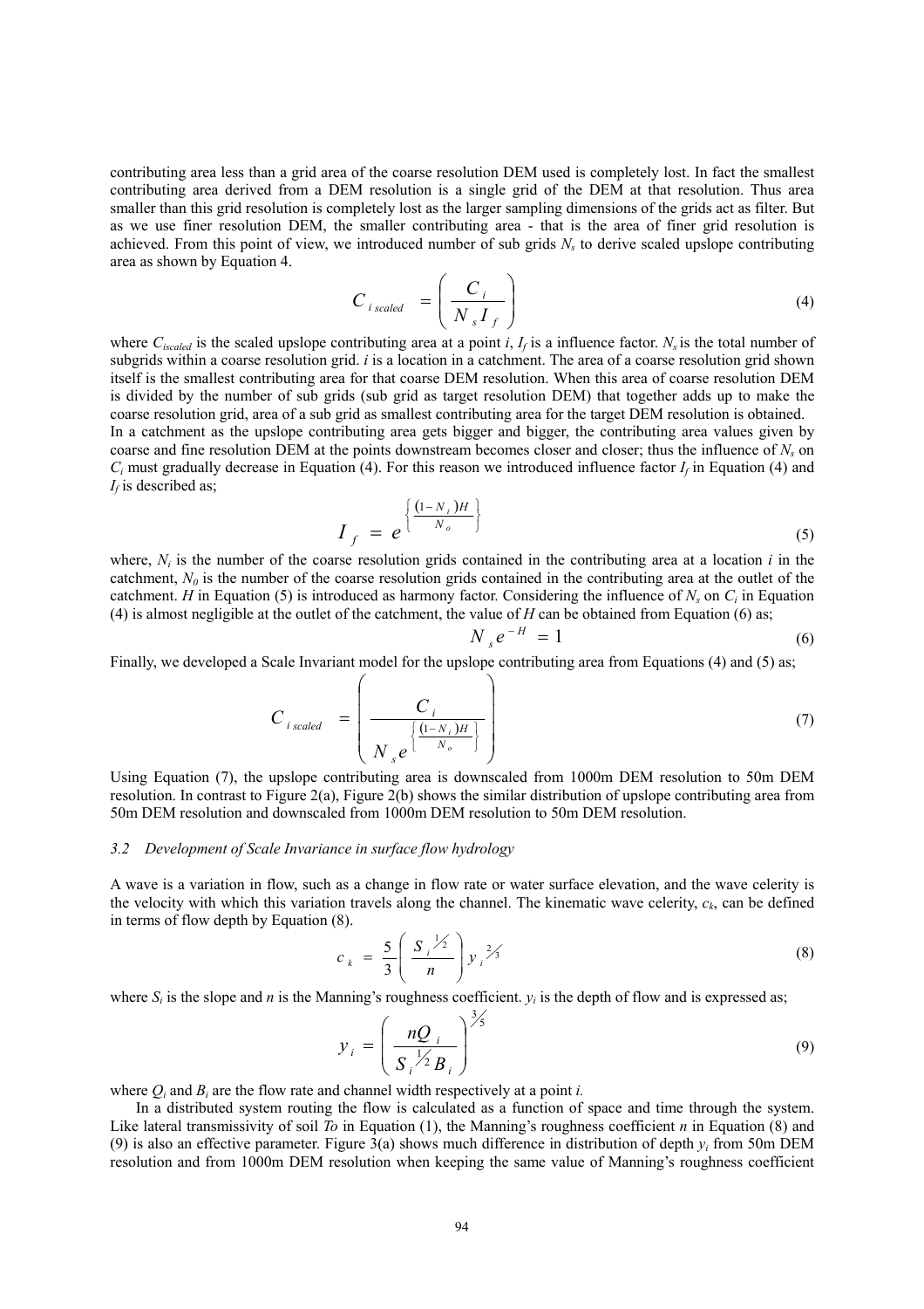contributing area less than a grid area of the coarse resolution DEM used is completely lost. In fact the smallest contributing area derived from a DEM resolution is a single grid of the DEM at that resolution. Thus area smaller than this grid resolution is completely lost as the larger sampling dimensions of the grids act as filter. But as we use finer resolution DEM, the smaller contributing area - that is the area of finer grid resolution is achieved. From this point of view, we introduced number of sub grids $N_s$ to derive scaled upslope contributing area as shown by Equation 4.

$$C_{i\,scaled} = \left( \frac{C_i}{N_s I_f} \right) \tag{4}$$

where $C_{iscaled}$ is the scaled upslope contributing area at a point $i$, $I_f$ is a influence factor. $N_s$ is the total number of subgrids within a coarse resolution grid. $i$ is a location in a catchment. The area of a coarse resolution grid shown itself is the smallest contributing area for that coarse DEM resolution. When this area of coarse resolution DEM is divided by the number of sub grids (sub grid as target resolution DEM) that together adds up to make the coarse resolution grid, area of a sub grid as smallest contributing area for the target DEM resolution is obtained.
In a catchment as the upslope contributing area gets bigger and bigger, the contributing area values given by coarse and fine resolution DEM at the points downstream becomes closer and closer; thus the influence of $N_s$ on $C_i$ must gradually decrease in Equation (4). For this reason we introduced influence factor $I_f$ in Equation (4) and $I_f$ is described as;

$$I_f = e^{\left\{ \frac{(1 - N_i)H}{N_o} \right\}} \tag{5}$$

where, $N_i$ is the number of the coarse resolution grids contained in the contributing area at a location $i$ in the catchment, $N_0$ is the number of the coarse resolution grids contained in the contributing area at the outlet of the catchment. $H$ in Equation (5) is introduced as harmony factor. Considering the influence of $N_s$ on $C_i$ in Equation (4) is almost negligible at the outlet of the catchment, the value of $H$ can be obtained from Equation (6) as;

$$N_s e^{-H} = 1 \tag{6}$$

Finally, we developed a Scale Invariant model for the upslope contributing area from Equations (4) and (5) as;

$$C_{i\,scaled} = \left( \frac{C_i}{N_s e^{\left\{ \frac{(1 - N_i)H}{N_o} \right\}}} \right) \tag{7}$$

Using Equation (7), the upslope contributing area is downscaled from 1000m DEM resolution to 50m DEM resolution. In contrast to Figure 2(a), Figure 2(b) shows the similar distribution of upslope contributing area from 50m DEM resolution and downscaled from 1000m DEM resolution to 50m DEM resolution.

### 3.2 *Development of Scale Invariance in surface flow hydrology*

A wave is a variation in flow, such as a change in flow rate or water surface elevation, and the wave celerity is the velocity with which this variation travels along the channel. The kinematic wave celerity, $c_k$, can be defined in terms of flow depth by Equation (8).

$$c_k = \frac{5}{3} \left( \frac{S_i^{1/2}}{n} \right) y_i^{2/3} \tag{8}$$

where $S_i$ is the slope and $n$ is the Manning's roughness coefficient. $y_i$ is the depth of flow and is expressed as;

$$y_i = \left( \frac{nQ_i}{S_i^{1/2} B_i} \right)^{3/5} \tag{9}$$

where $Q_i$ and $B_i$ are the flow rate and channel width respectively at a point $i$.

In a distributed system routing the flow is calculated as a function of space and time through the system. Like lateral transmissivity of soil $To$ in Equation (1), the Manning's roughness coefficient $n$ in Equation (8) and (9) is also an effective parameter. Figure 3(a) shows much difference in distribution of depth $y_i$ from 50m DEM resolution and from 1000m DEM resolution when keeping the same value of Manning's roughness coefficient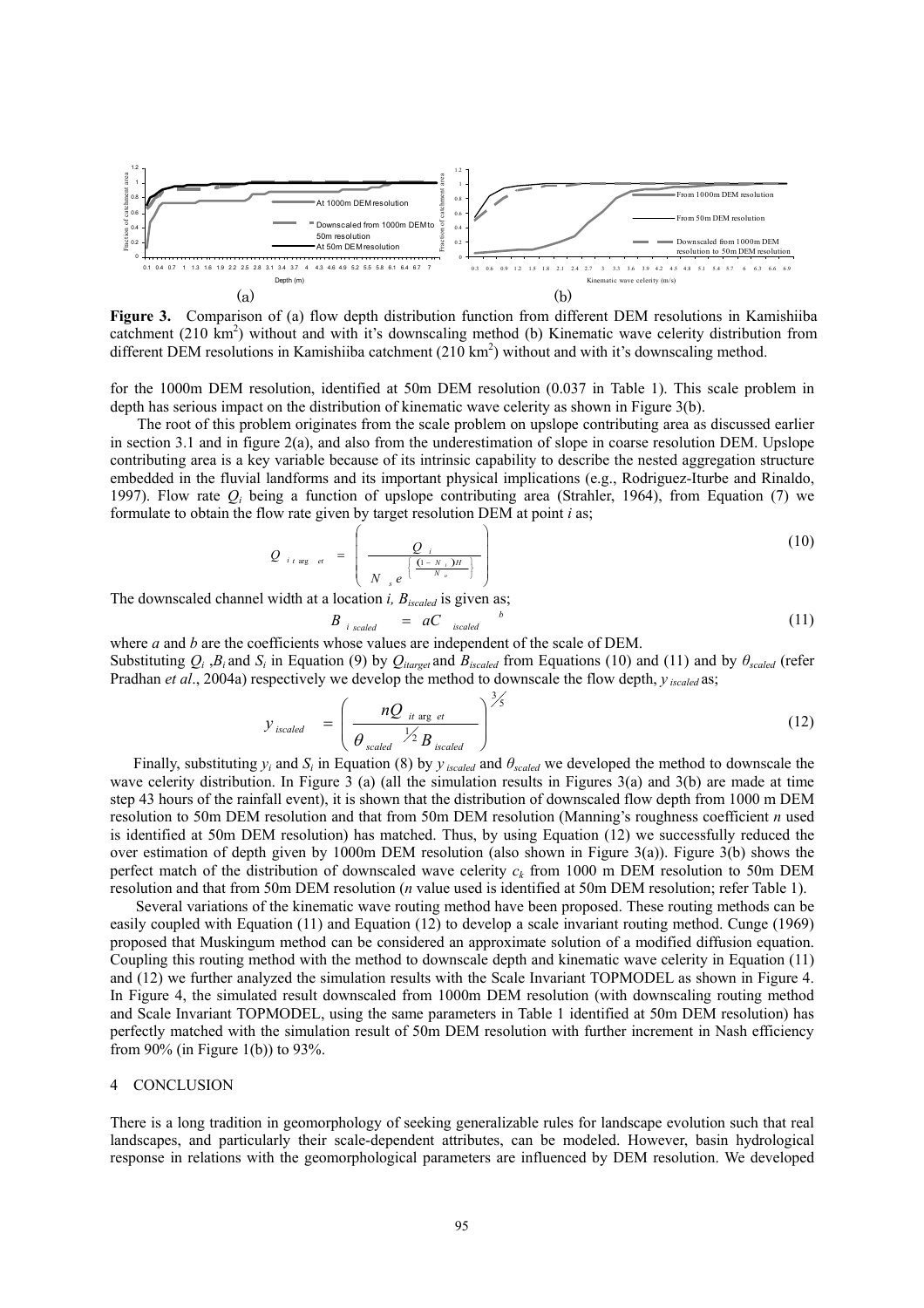**Figure 3.** Comparison of (a) flow depth distribution function from different DEM resolutions in Kamishiiba catchment (210 km$^2$) without and with it's downscaling method (b) Kinematic wave celerity distribution from different DEM resolutions in Kamishiiba catchment (210 km$^2$) without and with it's downscaling method.

for the 1000m DEM resolution, identified at 50m DEM resolution (0.037 in Table 1). This scale problem in depth has serious impact on the distribution of kinematic wave celerity as shown in Figure 3(b).

The root of this problem originates from the scale problem on upslope contributing area as discussed earlier in section 3.1 and in figure 2(a), and also from the underestimation of slope in coarse resolution DEM. Upslope contributing area is a key variable because of its intrinsic capability to describe the nested aggregation structure embedded in the fluvial landforms and its important physical implications (e.g., Rodriguez-Iturbe and Rinaldo, 1997). Flow rate $Q_i$ being a function of upslope contributing area (Strahler, 1964), from Equation (7) we formulate to obtain the flow rate given by target resolution DEM at point *i* as;

$$Q_{i\,target} = \left( \frac{Q_i}{N_s e^{\left\{ \frac{(1-N_i)H}{N_o} \right\}}} \right) \tag{10}$$

The downscaled channel width at a location *i*, $B_{iscaled}$ is given as;

$$B_{i\,scaled} = aC_{iscaled}^{\;b} \tag{11}$$

where *a* and *b* are the coefficients whose values are independent of the scale of DEM.
Substituting $Q_i$ ,$B_i$ and $S_i$ in Equation (9) by $Q_{itarget}$ and $B_{iscaled}$ from Equations (10) and (11) and by $\theta_{scaled}$ (refer Pradhan *et al*., 2004a) respectively we develop the method to downscale the flow depth, $y_{iscaled}$ as;

$$y_{iscaled} = \left( \frac{nQ_{it\arg et}}{\theta_{scaled}^{\;1/2} B_{iscaled}} \right)^{3/5} \tag{12}$$

Finally, substituting $y_i$ and $S_i$ in Equation (8) by $y_{iscaled}$ and $\theta_{scaled}$ we developed the method to downscale the wave celerity distribution. In Figure 3 (a) (all the simulation results in Figures 3(a) and 3(b) are made at time step 43 hours of the rainfall event), it is shown that the distribution of downscaled flow depth from 1000 m DEM resolution to 50m DEM resolution and that from 50m DEM resolution (Manning's roughness coefficient *n* used is identified at 50m DEM resolution) has matched. Thus, by using Equation (12) we successfully reduced the over estimation of depth given by 1000m DEM resolution (also shown in Figure 3(a)). Figure 3(b) shows the perfect match of the distribution of downscaled wave celerity $c_k$ from 1000 m DEM resolution to 50m DEM resolution and that from 50m DEM resolution (*n* value used is identified at 50m DEM resolution; refer Table 1).

Several variations of the kinematic wave routing method have been proposed. These routing methods can be easily coupled with Equation (11) and Equation (12) to develop a scale invariant routing method. Cunge (1969) proposed that Muskingum method can be considered an approximate solution of a modified diffusion equation. Coupling this routing method with the method to downscale depth and kinematic wave celerity in Equation (11) and (12) we further analyzed the simulation results with the Scale Invariant TOPMODEL as shown in Figure 4. In Figure 4, the simulated result downscaled from 1000m DEM resolution (with downscaling routing method and Scale Invariant TOPMODEL, using the same parameters in Table 1 identified at 50m DEM resolution) has perfectly matched with the simulation result of 50m DEM resolution with further increment in Nash efficiency from 90% (in Figure 1(b)) to 93%.

## 4 CONCLUSION

There is a long tradition in geomorphology of seeking generalizable rules for landscape evolution such that real landscapes, and particularly their scale-dependent attributes, can be modeled. However, basin hydrological response in relations with the geomorphological parameters are influenced by DEM resolution. We developed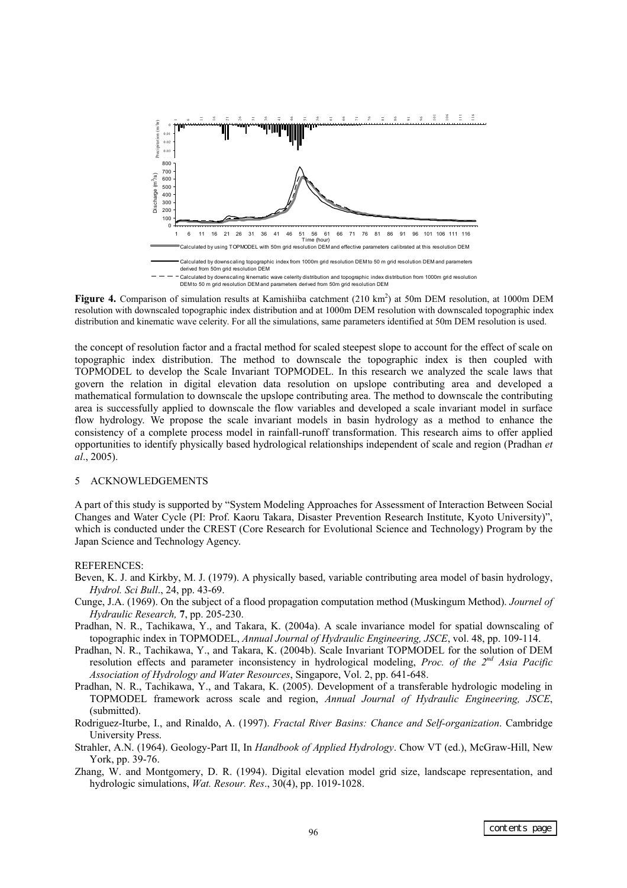Precipitation (m/hr)

0
0.01
0.02
0.03

1 6 11 16 21 26 31 36 41 46 51 56 61 66 71 76 81 86 91 96 101 106 111 116

Dischage ($m^3$/s)

800
700
600
500
400
300
200
100
0

1 6 11 16 21 26 31 36 41 46 51 56 61 66 71 76 81 86 91 96 101 106 111 116

Time (hour)

Calculated by using TOPMODEL with 50m grid resolution DEM and effective parameters calibrated at this resolution DEM

Calculated by downscaling topographic index from 1000m grid resolution DEM to 50 m grid resolution DEM and parameters derived from 50m grid resolution DEM

Calculated by downscaling kinematic wave celerity distribution and topographic index distribution from 1000m grid resolution DEM to 50 m grid resolution DEM and parameters derived from 50m grid resolution DEM

**Figure 4.** Comparison of simulation results at Kamishiiba catchment (210 $km^2$) at 50m DEM resolution, at 1000m DEM resolution with downscaled topographic index distribution and at 1000m DEM resolution with downscaled topographic index distribution and kinematic wave celerity. For all the simulations, same parameters identified at 50m DEM resolution is used.

the concept of resolution factor and a fractal method for scaled steepest slope to account for the effect of scale on topographic index distribution. The method to downscale the topographic index is then coupled with TOPMODEL to develop the Scale Invariant TOPMODEL. In this research we analyzed the scale laws that govern the relation in digital elevation data resolution on upslope contributing area and developed a mathematical formulation to downscale the upslope contributing area. The method to downscale the contributing area is successfully applied to downscale the flow variables and developed a scale invariant model in surface flow hydrology. We propose the scale invariant models in basin hydrology as a method to enhance the consistency of a complete process model in rainfall-runoff transformation. This research aims to offer applied opportunities to identify physically based hydrological relationships independent of scale and region (Pradhan *et al*., 2005).

## 5 ACKNOWLEDGEMENTS

A part of this study is supported by "System Modeling Approaches for Assessment of Interaction Between Social Changes and Water Cycle (PI: Prof. Kaoru Takara, Disaster Prevention Research Institute, Kyoto University)", which is conducted under the CREST (Core Research for Evolutional Science and Technology) Program by the Japan Science and Technology Agency.

## REFERENCES:

- Beven, K. J. and Kirkby, M. J. (1979). A physically based, variable contributing area model of basin hydrology, *Hydrol. Sci Bull*., 24, pp. 43-69.
- Cunge, J.A. (1969). On the subject of a flood propagation computation method (Muskingum Method). *Journel of Hydraulic Research,* **7**, pp. 205-230.
- Pradhan, N. R., Tachikawa, Y., and Takara, K. (2004a). A scale invariance model for spatial downscaling of topographic index in TOPMODEL, *Annual Journal of Hydraulic Engineering, JSCE*, vol. 48, pp. 109-114.
- Pradhan, N. R., Tachikawa, Y., and Takara, K. (2004b). Scale Invariant TOPMODEL for the solution of DEM resolution effects and parameter inconsistency in hydrological modeling, *Proc. of the 2nd Asia Pacific Association of Hydrology and Water Resources*, Singapore, Vol. 2, pp. 641-648.
- Pradhan, N. R., Tachikawa, Y., and Takara, K. (2005). Development of a transferable hydrologic modeling in TOPMODEL framework across scale and region, *Annual Journal of Hydraulic Engineering, JSCE*, (submitted).
- Rodriguez-Iturbe, I., and Rinaldo, A. (1997). *Fractal River Basins: Chance and Self-organization*. Cambridge University Press.
- Strahler, A.N. (1964). Geology-Part II, In *Handbook of Applied Hydrology*. Chow VT (ed.), McGraw-Hill, New York, pp. 39-76.
- Zhang, W. and Montgomery, D. R. (1994). Digital elevation model grid size, landscape representation, and hydrologic simulations, *Wat. Resour. Res*., 30(4), pp. 1019-1028.